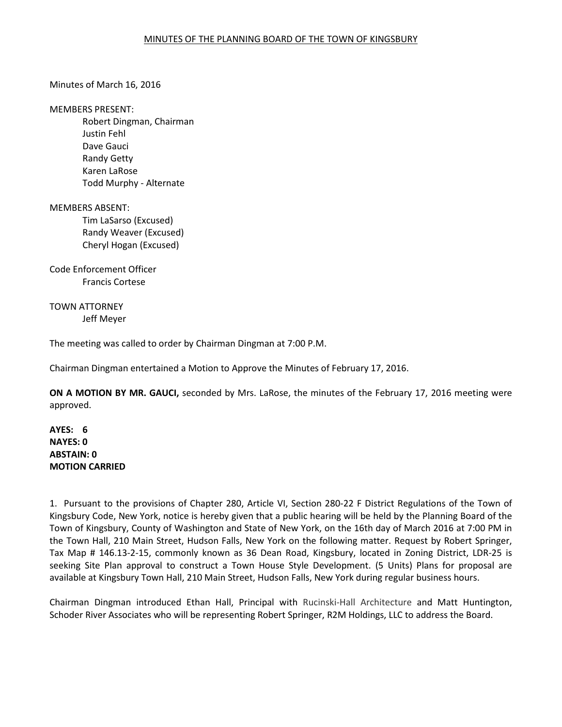MINUTES OF THE PLANNING BOARD OF THE TOWN OF KINGSBURY

Minutes of March 16, 2016

MEMBERS PRESENT:
Robert Dingman, Chairman
Justin Fehl
Dave Gauci
Randy Getty
Karen LaRose
Todd Murphy - Alternate

MEMBERS ABSENT:
Tim LaSarso (Excused)
Randy Weaver (Excused)
Cheryl Hogan (Excused)

Code Enforcement Officer
Francis Cortese

TOWN ATTORNEY
Jeff Meyer

The meeting was called to order by Chairman Dingman at 7:00 P.M.

Chairman Dingman entertained a Motion to Approve the Minutes of February 17, 2016.

**ON A MOTION BY MR. GAUCI,** seconded by Mrs. LaRose, the minutes of the February 17, 2016 meeting were approved.

**AYES: 6**
**NAYES: 0**
**ABSTAIN: 0**
**MOTION CARRIED**

1. Pursuant to the provisions of Chapter 280, Article VI, Section 280-22 F District Regulations of the Town of Kingsbury Code, New York, notice is hereby given that a public hearing will be held by the Planning Board of the Town of Kingsbury, County of Washington and State of New York, on the 16th day of March 2016 at 7:00 PM in the Town Hall, 210 Main Street, Hudson Falls, New York on the following matter. Request by Robert Springer, Tax Map # 146.13-2-15, commonly known as 36 Dean Road, Kingsbury, located in Zoning District, LDR-25 is seeking Site Plan approval to construct a Town House Style Development. (5 Units) Plans for proposal are available at Kingsbury Town Hall, 210 Main Street, Hudson Falls, New York during regular business hours.

Chairman Dingman introduced Ethan Hall, Principal with Rucinski-Hall Architecture and Matt Huntington, Schoder River Associates who will be representing Robert Springer, R2M Holdings, LLC to address the Board.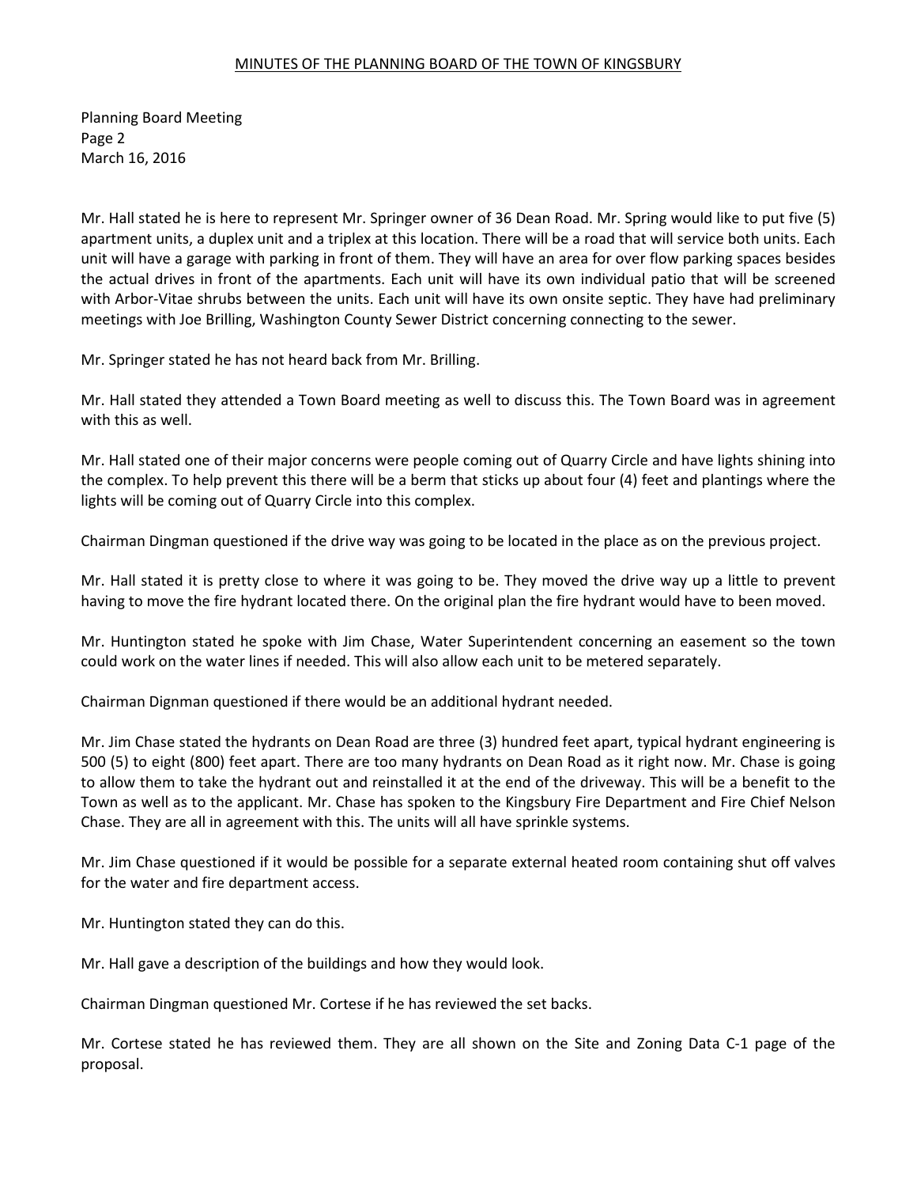MINUTES OF THE PLANNING BOARD OF THE TOWN OF KINGSBURY

Planning Board Meeting
Page 2
March 16, 2016

Mr. Hall stated he is here to represent Mr. Springer owner of 36 Dean Road. Mr. Spring would like to put five (5) apartment units, a duplex unit and a triplex at this location. There will be a road that will service both units. Each unit will have a garage with parking in front of them. They will have an area for over flow parking spaces besides the actual drives in front of the apartments. Each unit will have its own individual patio that will be screened with Arbor-Vitae shrubs between the units. Each unit will have its own onsite septic. They have had preliminary meetings with Joe Brilling, Washington County Sewer District concerning connecting to the sewer.

Mr. Springer stated he has not heard back from Mr. Brilling.

Mr. Hall stated they attended a Town Board meeting as well to discuss this. The Town Board was in agreement with this as well.

Mr. Hall stated one of their major concerns were people coming out of Quarry Circle and have lights shining into the complex. To help prevent this there will be a berm that sticks up about four (4) feet and plantings where the lights will be coming out of Quarry Circle into this complex.

Chairman Dingman questioned if the drive way was going to be located in the place as on the previous project.

Mr. Hall stated it is pretty close to where it was going to be. They moved the drive way up a little to prevent having to move the fire hydrant located there. On the original plan the fire hydrant would have to been moved.

Mr. Huntington stated he spoke with Jim Chase, Water Superintendent concerning an easement so the town could work on the water lines if needed. This will also allow each unit to be metered separately.

Chairman Dignman questioned if there would be an additional hydrant needed.

Mr. Jim Chase stated the hydrants on Dean Road are three (3) hundred feet apart, typical hydrant engineering is 500 (5) to eight (800) feet apart. There are too many hydrants on Dean Road as it right now. Mr. Chase is going to allow them to take the hydrant out and reinstalled it at the end of the driveway. This will be a benefit to the Town as well as to the applicant. Mr. Chase has spoken to the Kingsbury Fire Department and Fire Chief Nelson Chase. They are all in agreement with this. The units will all have sprinkle systems.

Mr. Jim Chase questioned if it would be possible for a separate external heated room containing shut off valves for the water and fire department access.

Mr. Huntington stated they can do this.

Mr. Hall gave a description of the buildings and how they would look.

Chairman Dingman questioned Mr. Cortese if he has reviewed the set backs.

Mr. Cortese stated he has reviewed them. They are all shown on the Site and Zoning Data C-1 page of the proposal.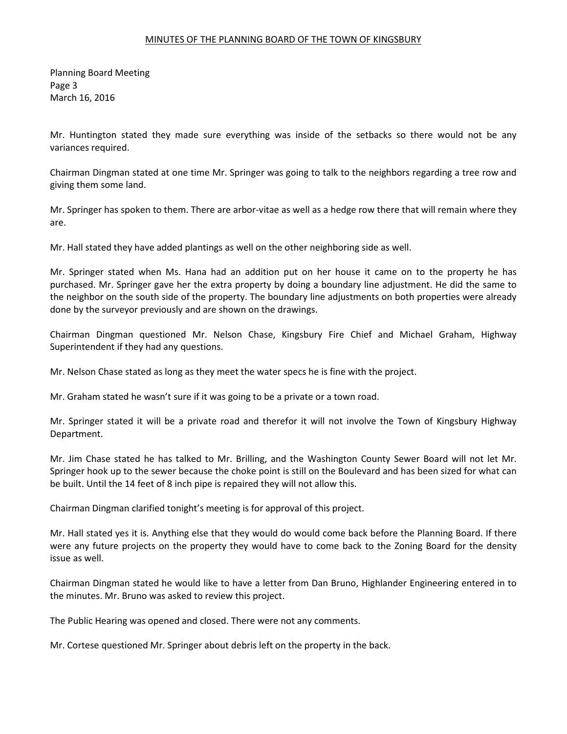Mr. Huntington stated they made sure everything was inside of the setbacks so there would not be any variances required.

Chairman Dingman stated at one time Mr. Springer was going to talk to the neighbors regarding a tree row and giving them some land.

Mr. Springer has spoken to them. There are arbor-vitae as well as a hedge row there that will remain where they are.

Mr. Hall stated they have added plantings as well on the other neighboring side as well.

Mr. Springer stated when Ms. Hana had an addition put on her house it came on to the property he has purchased. Mr. Springer gave her the extra property by doing a boundary line adjustment. He did the same to the neighbor on the south side of the property. The boundary line adjustments on both properties were already done by the surveyor previously and are shown on the drawings.

Chairman Dingman questioned Mr. Nelson Chase, Kingsbury Fire Chief and Michael Graham, Highway Superintendent if they had any questions.

Mr. Nelson Chase stated as long as they meet the water specs he is fine with the project.

Mr. Graham stated he wasn't sure if it was going to be a private or a town road.

Mr. Springer stated it will be a private road and therefor it will not involve the Town of Kingsbury Highway Department.

Mr. Jim Chase stated he has talked to Mr. Brilling, and the Washington County Sewer Board will not let Mr. Springer hook up to the sewer because the choke point is still on the Boulevard and has been sized for what can be built. Until the 14 feet of 8 inch pipe is repaired they will not allow this.

Chairman Dingman clarified tonight's meeting is for approval of this project.

Mr. Hall stated yes it is. Anything else that they would do would come back before the Planning Board. If there were any future projects on the property they would have to come back to the Zoning Board for the density issue as well.

Chairman Dingman stated he would like to have a letter from Dan Bruno, Highlander Engineering entered in to the minutes. Mr. Bruno was asked to review this project.

The Public Hearing was opened and closed. There were not any comments.

Mr. Cortese questioned Mr. Springer about debris left on the property in the back.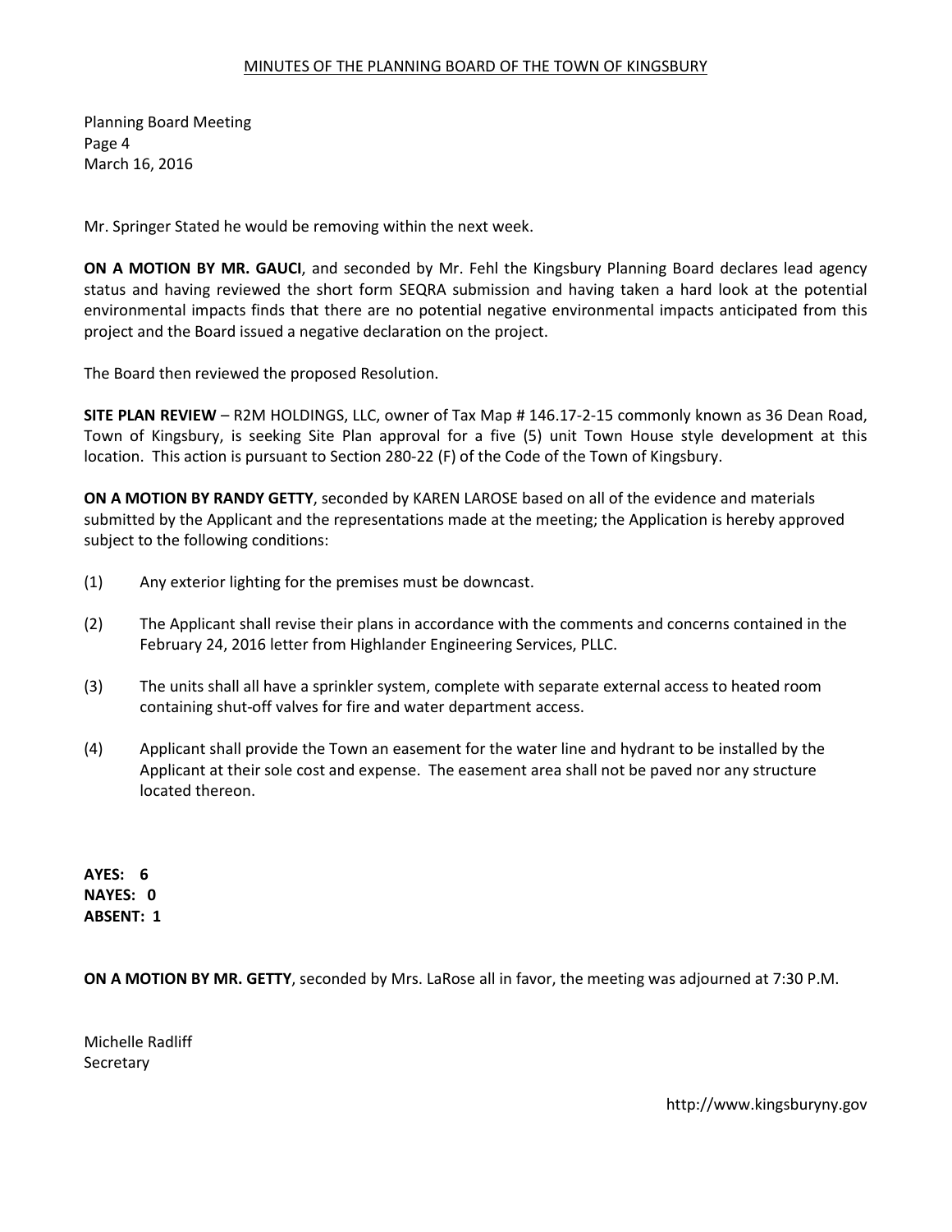Mr. Springer Stated he would be removing within the next week.

**ON A MOTION BY MR. GAUCI**, and seconded by Mr. Fehl the Kingsbury Planning Board declares lead agency status and having reviewed the short form SEQRA submission and having taken a hard look at the potential environmental impacts finds that there are no potential negative environmental impacts anticipated from this project and the Board issued a negative declaration on the project.

The Board then reviewed the proposed Resolution.

**SITE PLAN REVIEW** – R2M HOLDINGS, LLC, owner of Tax Map # 146.17-2-15 commonly known as 36 Dean Road, Town of Kingsbury, is seeking Site Plan approval for a five (5) unit Town House style development at this location. This action is pursuant to Section 280-22 (F) of the Code of the Town of Kingsbury.

**ON A MOTION BY RANDY GETTY**, seconded by KAREN LAROSE based on all of the evidence and materials submitted by the Applicant and the representations made at the meeting; the Application is hereby approved subject to the following conditions:

(1) Any exterior lighting for the premises must be downcast.

(2) The Applicant shall revise their plans in accordance with the comments and concerns contained in the February 24, 2016 letter from Highlander Engineering Services, PLLC.

(3) The units shall all have a sprinkler system, complete with separate external access to heated room containing shut-off valves for fire and water department access.

(4) Applicant shall provide the Town an easement for the water line and hydrant to be installed by the Applicant at their sole cost and expense. The easement area shall not be paved nor any structure located thereon.

**AYES: 6**
**NAYES: 0**
**ABSENT: 1**

**ON A MOTION BY MR. GETTY**, seconded by Mrs. LaRose all in favor, the meeting was adjourned at 7:30 P.M.

Michelle Radliff
Secretary

http://www.kingsburyny.gov